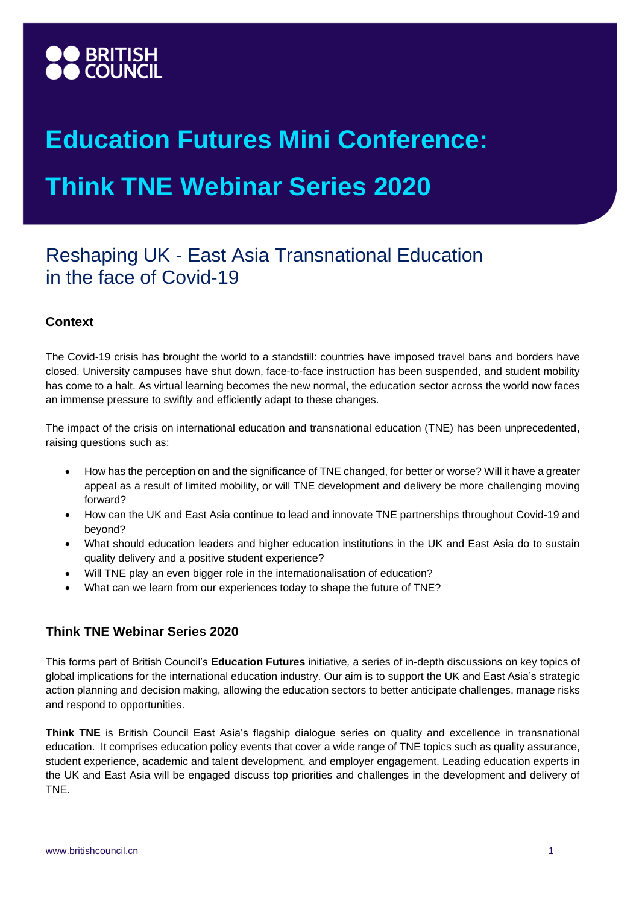BRITISH COUNCIL

# Education Futures Mini Conference:

# Think TNE Webinar Series 2020

## Reshaping UK - East Asia Transnational Education in the face of Covid-19

### Context

The Covid-19 crisis has brought the world to a standstill: countries have imposed travel bans and borders have closed. University campuses have shut down, face-to-face instruction has been suspended, and student mobility has come to a halt. As virtual learning becomes the new normal, the education sector across the world now faces an immense pressure to swiftly and efficiently adapt to these changes.

The impact of the crisis on international education and transnational education (TNE) has been unprecedented, raising questions such as:

- How has the perception on and the significance of TNE changed, for better or worse? Will it have a greater appeal as a result of limited mobility, or will TNE development and delivery be more challenging moving forward?
- How can the UK and East Asia continue to lead and innovate TNE partnerships throughout Covid-19 and beyond?
- What should education leaders and higher education institutions in the UK and East Asia do to sustain quality delivery and a positive student experience?
- Will TNE play an even bigger role in the internationalisation of education?
- What can we learn from our experiences today to shape the future of TNE?

### Think TNE Webinar Series 2020

This forms part of British Council's **Education Futures** initiative*,* a series of in-depth discussions on key topics of global implications for the international education industry. Our aim is to support the UK and East Asia's strategic action planning and decision making, allowing the education sectors to better anticipate challenges, manage risks and respond to opportunities.

**Think TNE** is British Council East Asia's flagship dialogue series on quality and excellence in transnational education. It comprises education policy events that cover a wide range of TNE topics such as quality assurance, student experience, academic and talent development, and employer engagement. Leading education experts in the UK and East Asia will be engaged discuss top priorities and challenges in the development and delivery of TNE.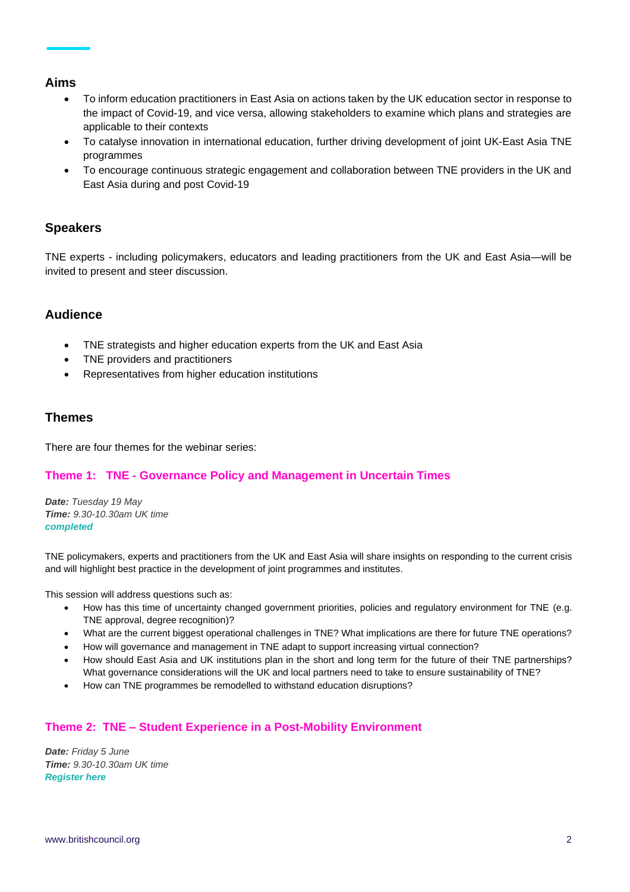## Aims

- To inform education practitioners in East Asia on actions taken by the UK education sector in response to the impact of Covid-19, and vice versa, allowing stakeholders to examine which plans and strategies are applicable to their contexts
- To catalyse innovation in international education, further driving development of joint UK-East Asia TNE programmes
- To encourage continuous strategic engagement and collaboration between TNE providers in the UK and East Asia during and post Covid-19

## Speakers

TNE experts - including policymakers, educators and leading practitioners from the UK and East Asia—will be invited to present and steer discussion.

## Audience

- TNE strategists and higher education experts from the UK and East Asia
- TNE providers and practitioners
- Representatives from higher education institutions

## Themes

There are four themes for the webinar series:

### Theme 1: TNE - Governance Policy and Management in Uncertain Times

***Date:*** *Tuesday 19 May*
***Time:*** *9.30-10.30am UK time*
***completed***

TNE policymakers, experts and practitioners from the UK and East Asia will share insights on responding to the current crisis and will highlight best practice in the development of joint programmes and institutes.

This session will address questions such as:

- How has this time of uncertainty changed government priorities, policies and regulatory environment for TNE (e.g. TNE approval, degree recognition)?
- What are the current biggest operational challenges in TNE? What implications are there for future TNE operations?
- How will governance and management in TNE adapt to support increasing virtual connection?
- How should East Asia and UK institutions plan in the short and long term for the future of their TNE partnerships? What governance considerations will the UK and local partners need to take to ensure sustainability of TNE?
- How can TNE programmes be remodelled to withstand education disruptions?

### Theme 2: TNE – Student Experience in a Post-Mobility Environment

***Date:*** *Friday 5 June*
***Time:*** *9.30-10.30am UK time*
***Register here***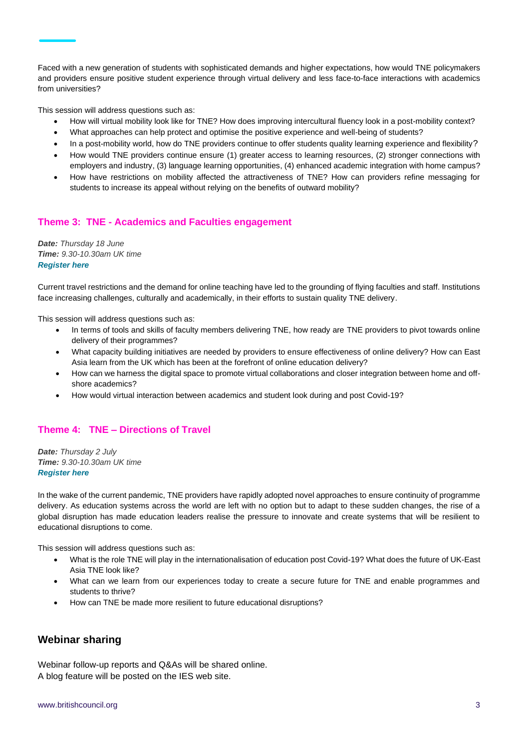Faced with a new generation of students with sophisticated demands and higher expectations, how would TNE policymakers and providers ensure positive student experience through virtual delivery and less face-to-face interactions with academics from universities?

This session will address questions such as:

- How will virtual mobility look like for TNE? How does improving intercultural fluency look in a post-mobility context?
- What approaches can help protect and optimise the positive experience and well-being of students?
- In a post-mobility world, how do TNE providers continue to offer students quality learning experience and flexibility?
- How would TNE providers continue ensure (1) greater access to learning resources, (2) stronger connections with employers and industry, (3) language learning opportunities, (4) enhanced academic integration with home campus?
- How have restrictions on mobility affected the attractiveness of TNE? How can providers refine messaging for students to increase its appeal without relying on the benefits of outward mobility?

### Theme 3: TNE - Academics and Faculties engagement

***Date:*** *Thursday 18 June*
***Time:*** *9.30-10.30am UK time*
***Register here***

Current travel restrictions and the demand for online teaching have led to the grounding of flying faculties and staff. Institutions face increasing challenges, culturally and academically, in their efforts to sustain quality TNE delivery.

This session will address questions such as:

- In terms of tools and skills of faculty members delivering TNE, how ready are TNE providers to pivot towards online delivery of their programmes?
- What capacity building initiatives are needed by providers to ensure effectiveness of online delivery? How can East Asia learn from the UK which has been at the forefront of online education delivery?
- How can we harness the digital space to promote virtual collaborations and closer integration between home and off-shore academics?
- How would virtual interaction between academics and student look during and post Covid-19?

### Theme 4: TNE – Directions of Travel

***Date:*** *Thursday 2 July*
***Time:*** *9.30-10.30am UK time*
***Register here***

In the wake of the current pandemic, TNE providers have rapidly adopted novel approaches to ensure continuity of programme delivery. As education systems across the world are left with no option but to adapt to these sudden changes, the rise of a global disruption has made education leaders realise the pressure to innovate and create systems that will be resilient to educational disruptions to come.

This session will address questions such as:

- What is the role TNE will play in the internationalisation of education post Covid-19? What does the future of UK-East Asia TNE look like?
- What can we learn from our experiences today to create a secure future for TNE and enable programmes and students to thrive?
- How can TNE be made more resilient to future educational disruptions?

## Webinar sharing

Webinar follow-up reports and Q&As will be shared online.
A blog feature will be posted on the IES web site.